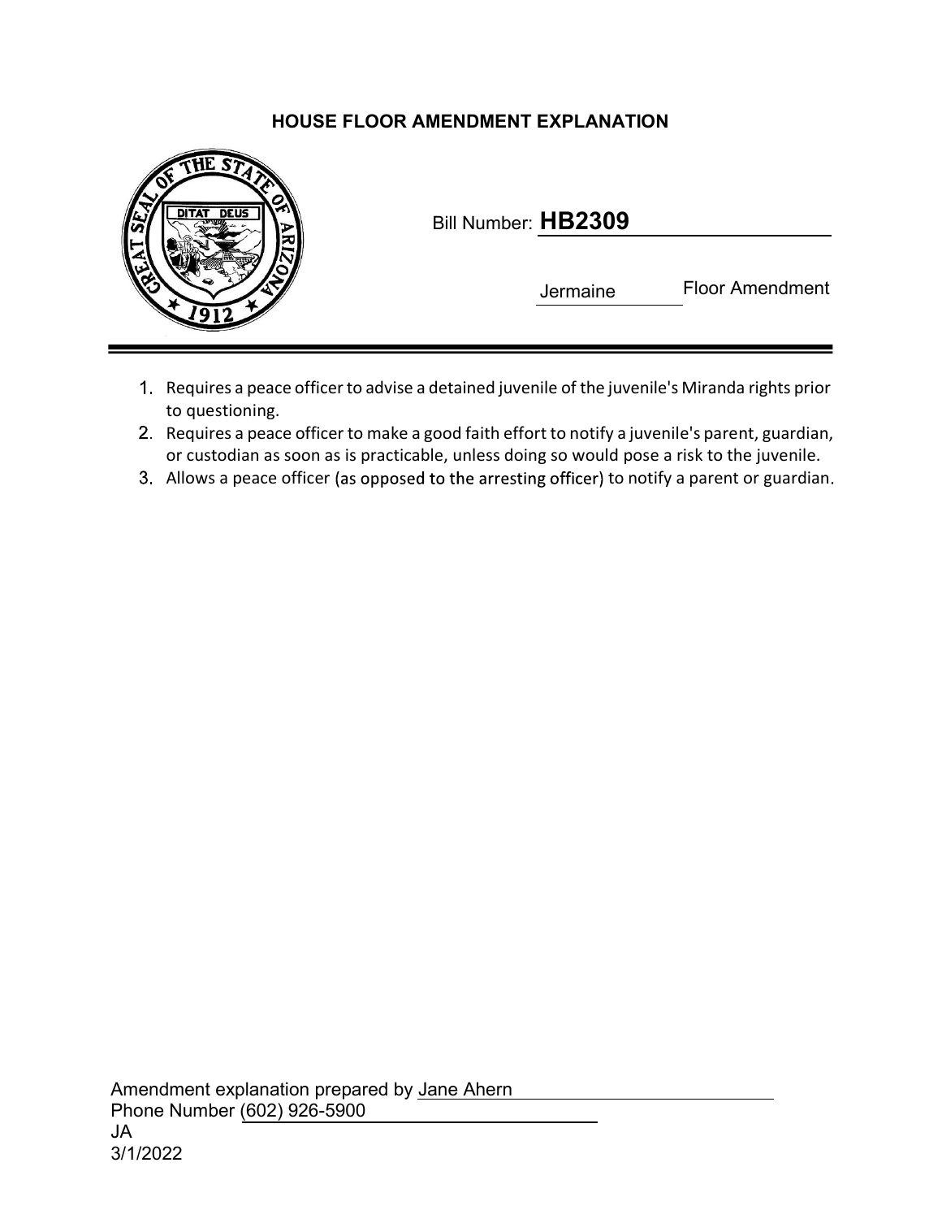# HOUSE FLOOR AMENDMENT EXPLANATION

Bill Number: **HB2309**

Jermaine Floor Amendment

1. Requires a peace officer to advise a detained juvenile of the juvenile's Miranda rights prior to questioning.
2. Requires a peace officer to make a good faith effort to notify a juvenile's parent, guardian, or custodian as soon as is practicable, unless doing so would pose a risk to the juvenile.
3. Allows a peace officer (as opposed to the arresting officer) to notify a parent or guardian.

Amendment explanation prepared by Jane Ahern
Phone Number (602) 926-5900
JA
3/1/2022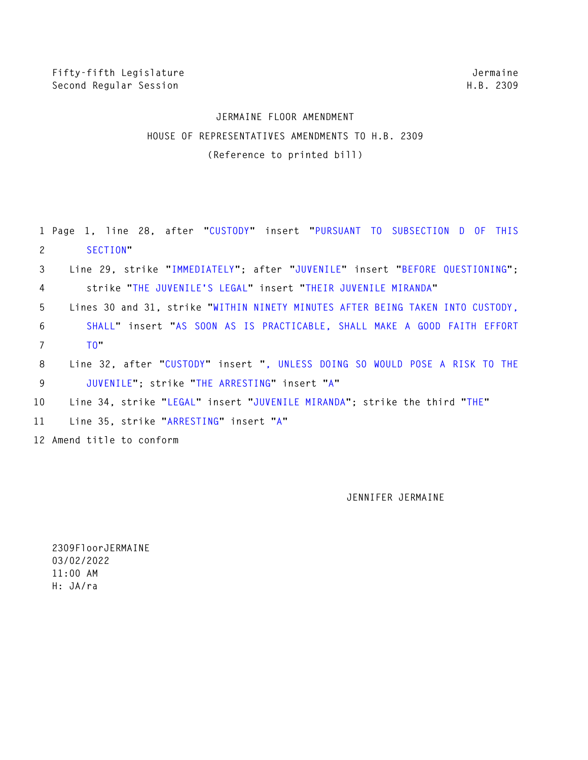Fifty-fifth Legislature
Second Regular Session

Jermaine
H.B. 2309

JERMAINE FLOOR AMENDMENT

HOUSE OF REPRESENTATIVES AMENDMENTS TO H.B. 2309

(Reference to printed bill)

1 Page 1, line 28, after "CUSTODY" insert "PURSUANT TO SUBSECTION D OF THIS
2 SECTION"
3 Line 29, strike "IMMEDIATELY"; after "JUVENILE" insert "BEFORE QUESTIONING";
4 strike "THE JUVENILE'S LEGAL" insert "THEIR JUVENILE MIRANDA"
5 Lines 30 and 31, strike "WITHIN NINETY MINUTES AFTER BEING TAKEN INTO CUSTODY,
6 SHALL" insert "AS SOON AS IS PRACTICABLE, SHALL MAKE A GOOD FAITH EFFORT
7 TO"
8 Line 32, after "CUSTODY" insert ", UNLESS DOING SO WOULD POSE A RISK TO THE
9 JUVENILE"; strike "THE ARRESTING" insert "A"
10 Line 34, strike "LEGAL" insert "JUVENILE MIRANDA"; strike the third "THE"
11 Line 35, strike "ARRESTING" insert "A"
12 Amend title to conform

JENNIFER JERMAINE

2309FloorJERMAINE
03/02/2022
11:00 AM
H: JA/ra